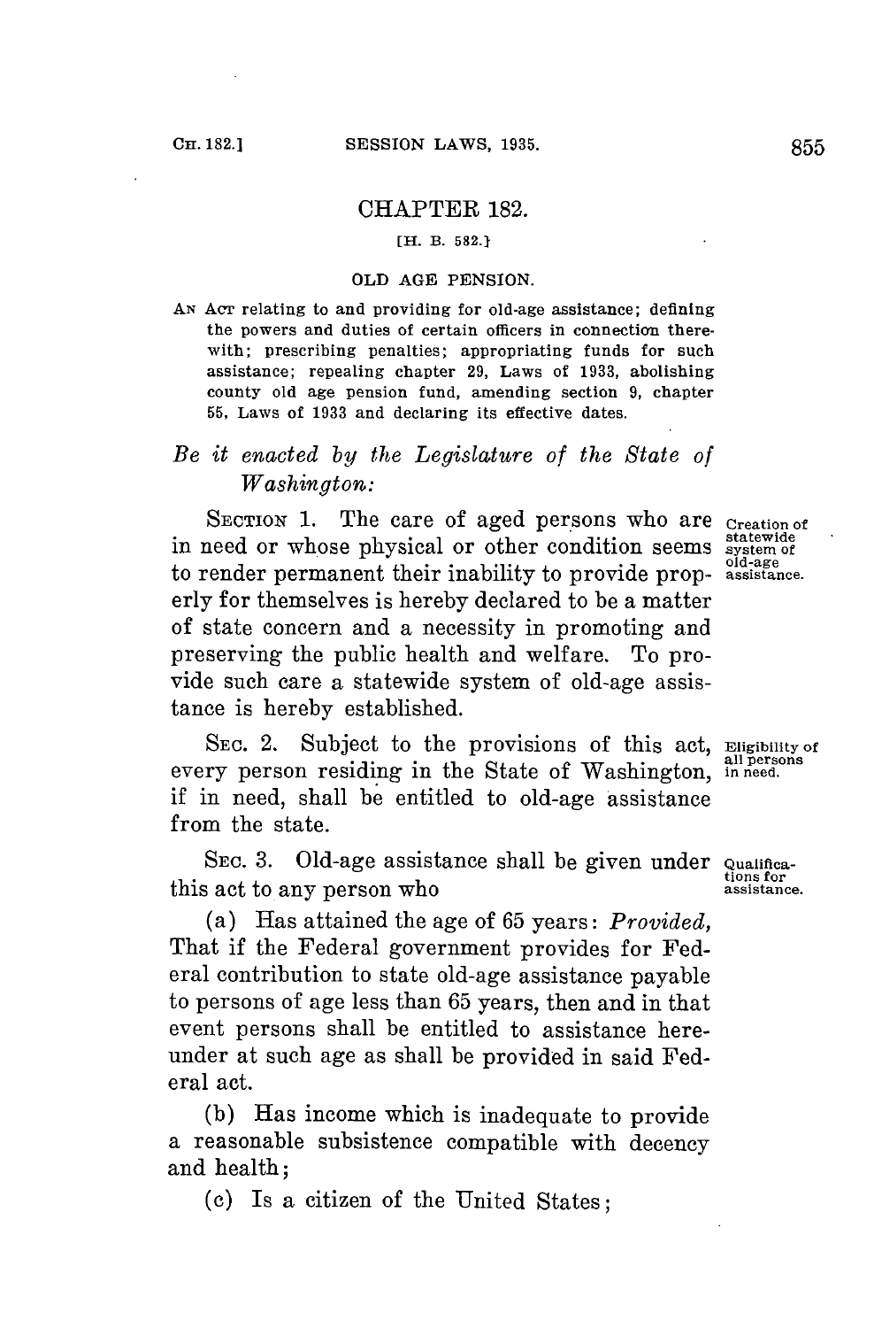# CHAPTER 182.

[H. B. 582.]

## OLD AGE PENSION.

AN ACT relating to and providing for old-age assistance; defining the powers and duties of certain officers in connection therewith; prescribing penalties; appropriating funds for such assistance; repealing chapter 29, Laws of 1933, abolishing county old age pension fund, amending section 9, chapter 55, Laws of 1933 and declaring its effective dates.

*Be it enacted by the Legislature of the State of Washington:*

SECTION 1. The care of aged persons who are in need or whose physical or other condition seems to render permanent their inability to provide properly for themselves is hereby declared to be a matter of state concern and a necessity in promoting and preserving the public health and welfare. To provide such care a statewide system of old-age assistance is hereby established.

Creation of statewide system of old-age assistance.

SEC. 2. Subject to the provisions of this act, every person residing in the State of Washington, if in need, shall be entitled to old-age assistance from the state.

Eligibility of all persons in need.

SEC. 3. Old-age assistance shall be given under this act to any person who

Qualifications for assistance.

(a) Has attained the age of 65 years: *Provided,* That if the Federal government provides for Federal contribution to state old-age assistance payable to persons of age less than 65 years, then and in that event persons shall be entitled to assistance hereunder at such age as shall be provided in said Federal act.

(b) Has income which is inadequate to provide a reasonable subsistence compatible with decency and health;

(c) Is a citizen of the United States;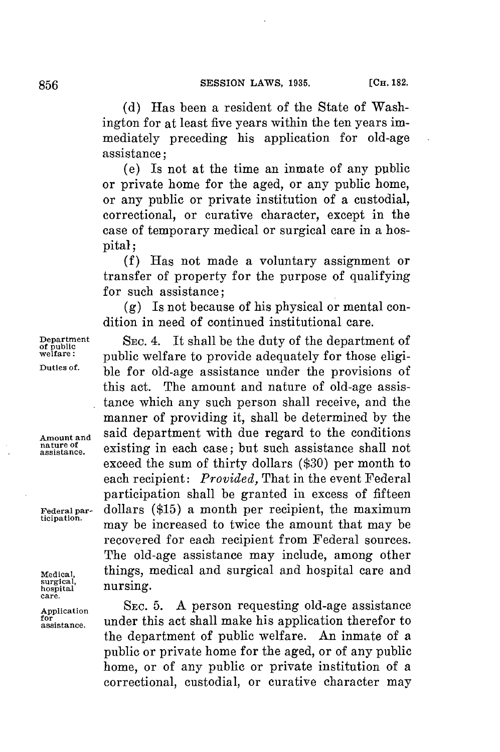(d) Has been a resident of the State of Washington for at least five years within the ten years immediately preceding his application for old-age assistance;

(e) Is not at the time an inmate of any public or private home for the aged, or any public home, or any public or private institution of a custodial, correctional, or curative character, except in the case of temporary medical or surgical care in a hospital;

(f) Has not made a voluntary assignment or transfer of property for the purpose of qualifying for such assistance;

(g) Is not because of his physical or mental condition in need of continued institutional care.

Department of public welfare: Duties of.

SEC. 4. It shall be the duty of the department of public welfare to provide adequately for those eligible for old-age assistance under the provisions of this act. The amount and nature of old-age assistance which any such person shall receive, and the manner of providing it, shall be determined by the said department with due regard to the conditions existing in each case; but such assistance shall not exceed the sum of thirty dollars ($30) per month to each recipient: *Provided,* That in the event Federal participation shall be granted in excess of fifteen dollars ($15) a month per recipient, the maximum may be increased to twice the amount that may be recovered for each recipient from Federal sources. The old-age assistance may include, among other things, medical and surgical and hospital care and nursing.

Amount and nature of assistance.

Federal participation.

Medical, surgical, hospital care.

Application for assistance.

SEC. 5. A person requesting old-age assistance under this act shall make his application therefor to the department of public welfare. An inmate of a public or private home for the aged, or of any public home, or of any public or private institution of a correctional, custodial, or curative character may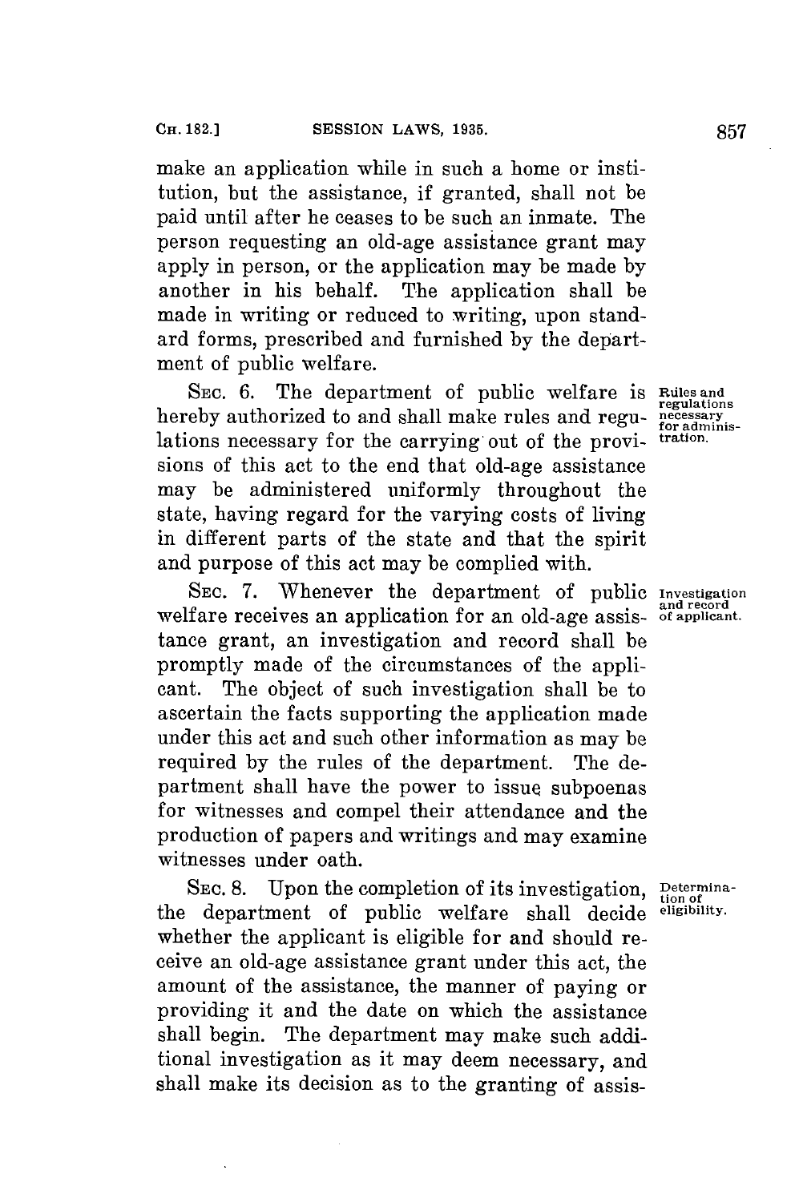make an application while in such a home or institution, but the assistance, if granted, shall not be paid until after he ceases to be such an inmate. The person requesting an old-age assistance grant may apply in person, or the application may be made by another in his behalf. The application shall be made in writing or reduced to writing, upon standard forms, prescribed and furnished by the department of public welfare.

SEC. 6. The department of public welfare is hereby authorized to and shall make rules and regulations necessary for the carrying out of the provisions of this act to the end that old-age assistance may be administered uniformly throughout the state, having regard for the varying costs of living in different parts of the state and that the spirit and purpose of this act may be complied with. *Rules and regulations necessary for administration.*

SEC. 7. Whenever the department of public welfare receives an application for an old-age assistance grant, an investigation and record shall be promptly made of the circumstances of the applicant. The object of such investigation shall be to ascertain the facts supporting the application made under this act and such other information as may be required by the rules of the department. The department shall have the power to issue subpoenas for witnesses and compel their attendance and the production of papers and writings and may examine witnesses under oath. *Investigation and record of applicant.*

SEC. 8. Upon the completion of its investigation, the department of public welfare shall decide whether the applicant is eligible for and should receive an old-age assistance grant under this act, the amount of the assistance, the manner of paying or providing it and the date on which the assistance shall begin. The department may make such additional investigation as it may deem necessary, and shall make its decision as to the granting of assis- *Determination of eligibility.*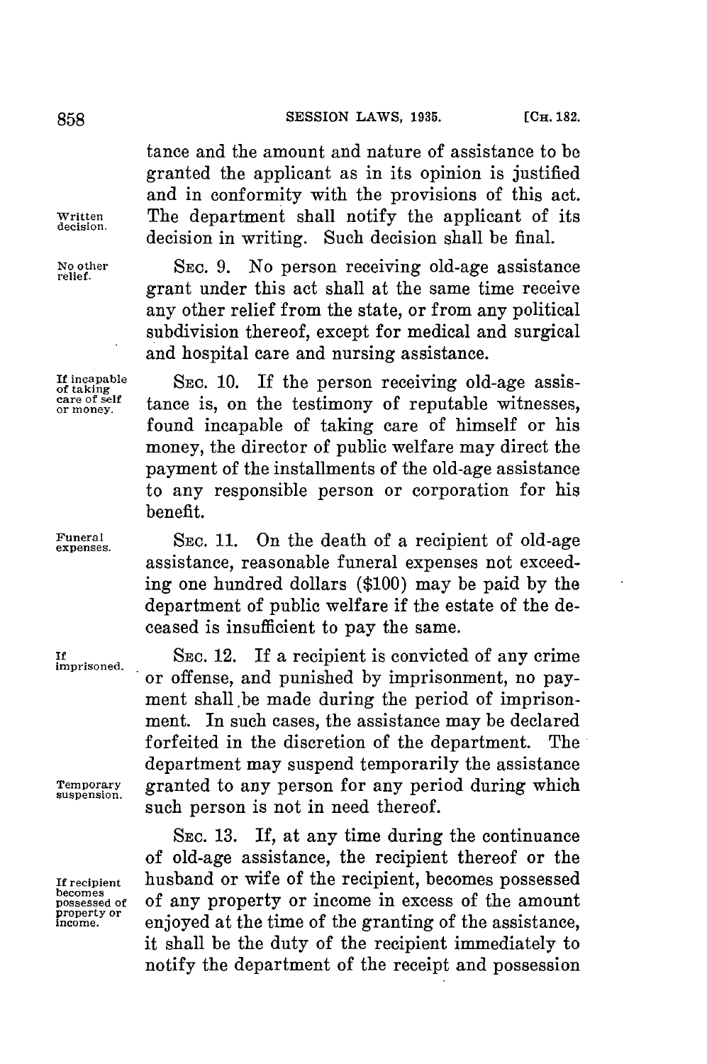tance and the amount and nature of assistance to be granted the applicant as in its opinion is justified and in conformity with the provisions of this act. The department shall notify the applicant of its decision in writing. Such decision shall be final.

*Written decision.*

*No other relief.*

SEC. 9. No person receiving old-age assistance grant under this act shall at the same time receive any other relief from the state, or from any political subdivision thereof, except for medical and surgical and hospital care and nursing assistance.

*If incapable of taking care of self or money.*

SEC. 10. If the person receiving old-age assistance is, on the testimony of reputable witnesses, found incapable of taking care of himself or his money, the director of public welfare may direct the payment of the installments of the old-age assistance to any responsible person or corporation for his benefit.

*Funeral expenses.*

SEC. 11. On the death of a recipient of old-age assistance, reasonable funeral expenses not exceeding one hundred dollars ($100) may be paid by the department of public welfare if the estate of the deceased is insufficient to pay the same.

*If imprisoned.*

SEC. 12. If a recipient is convicted of any crime or offense, and punished by imprisonment, no payment shall be made during the period of imprisonment. In such cases, the assistance may be declared forfeited in the discretion of the department. The department may suspend temporarily the assistance granted to any person for any period during which such person is not in need thereof.

*Temporary suspension.*

*If recipient becomes possessed of property or income.*

SEC. 13. If, at any time during the continuance of old-age assistance, the recipient thereof or the husband or wife of the recipient, becomes possessed of any property or income in excess of the amount enjoyed at the time of the granting of the assistance, it shall be the duty of the recipient immediately to notify the department of the receipt and possession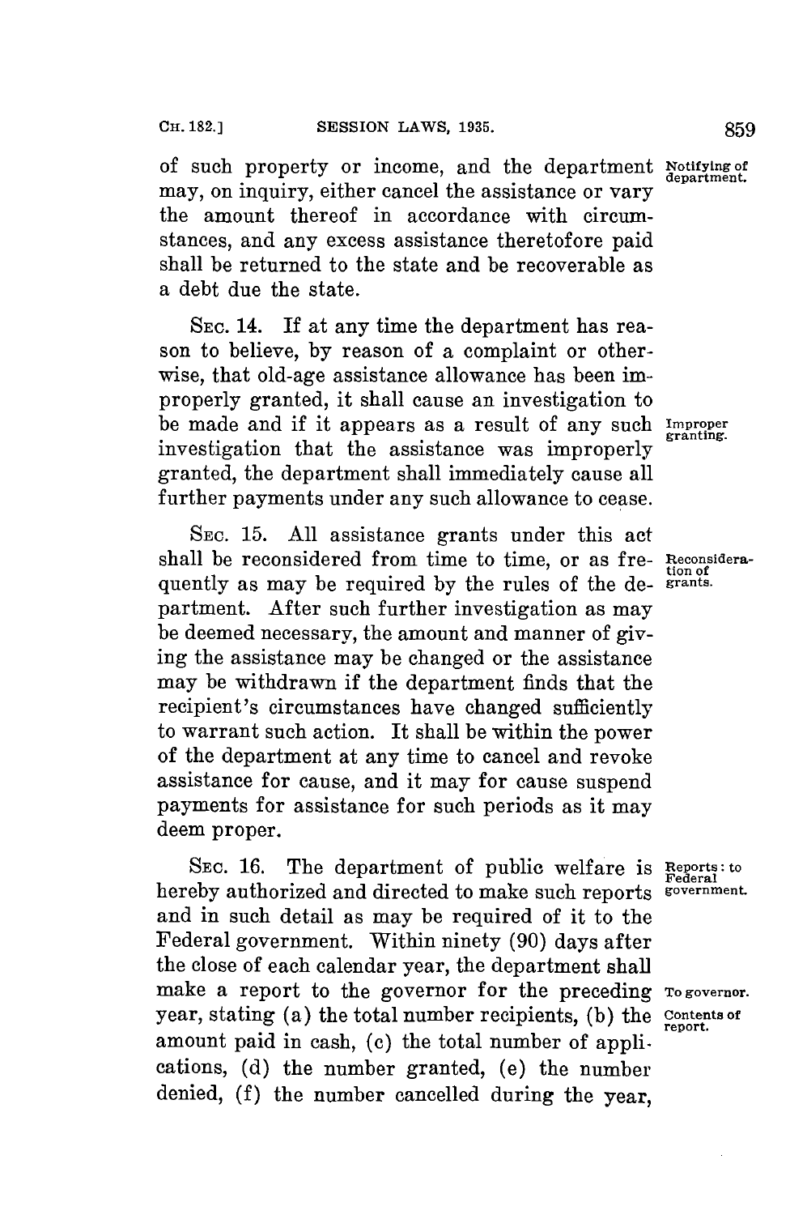of such property or income, and the department may, on inquiry, either cancel the assistance or vary the amount thereof in accordance with circumstances, and any excess assistance theretofore paid shall be returned to the state and be recoverable as a debt due the state.

Notifying of department.

SEC. 14. If at any time the department has reason to believe, by reason of a complaint or otherwise, that old-age assistance allowance has been improperly granted, it shall cause an investigation to be made and if it appears as a result of any such investigation that the assistance was improperly granted, the department shall immediately cause all further payments under any such allowance to cease.

Improper granting.

SEC. 15. All assistance grants under this act shall be reconsidered from time to time, or as frequently as may be required by the rules of the department. After such further investigation as may be deemed necessary, the amount and manner of giving the assistance may be changed or the assistance may be withdrawn if the department finds that the recipient's circumstances have changed sufficiently to warrant such action. It shall be within the power of the department at any time to cancel and revoke assistance for cause, and it may for cause suspend payments for assistance for such periods as it may deem proper.

Reconsideration of grants.

SEC. 16. The department of public welfare is hereby authorized and directed to make such reports and in such detail as may be required of it to the Federal government. Within ninety (90) days after the close of each calendar year, the department shall make a report to the governor for the preceding year, stating (a) the total number recipients, (b) the amount paid in cash, (c) the total number of applications, (d) the number granted, (e) the number denied, (f) the number cancelled during the year,

Reports: to Federal government.

To governor.

Contents of report.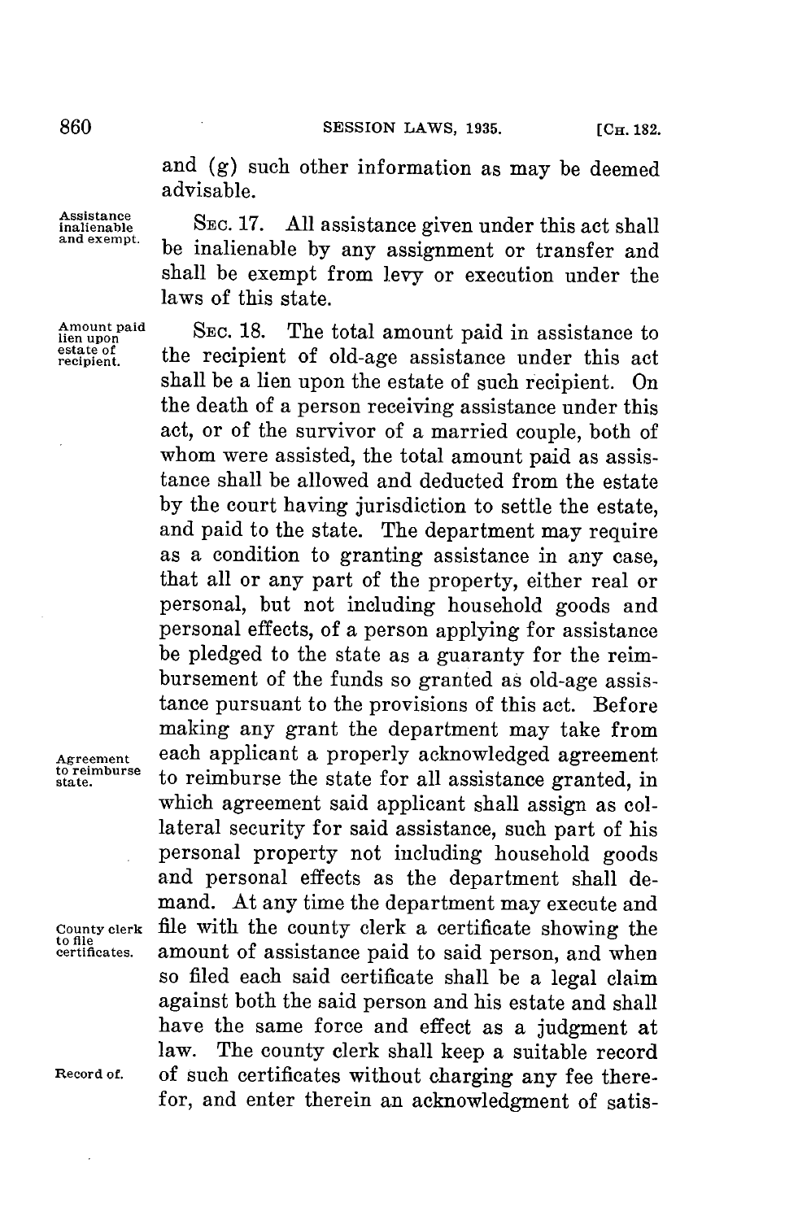and (g) such other information as may be deemed advisable.

Assistance inalienable and exempt.

SEC. 17. All assistance given under this act shall be inalienable by any assignment or transfer and shall be exempt from levy or execution under the laws of this state.

Amount paid lien upon estate of recipient.

SEC. 18. The total amount paid in assistance to the recipient of old-age assistance under this act shall be a lien upon the estate of such recipient. On the death of a person receiving assistance under this act, or of the survivor of a married couple, both of whom were assisted, the total amount paid as assistance shall be allowed and deducted from the estate by the court having jurisdiction to settle the estate, and paid to the state. The department may require as a condition to granting assistance in any case, that all or any part of the property, either real or personal, but not including household goods and personal effects, of a person applying for assistance be pledged to the state as a guaranty for the reimbursement of the funds so granted as old-age assistance pursuant to the provisions of this act. Before making any grant the department may take from each applicant a properly acknowledged agreement to reimburse the state for all assistance granted, in which agreement said applicant shall assign as collateral security for said assistance, such part of his personal property not including household goods and personal effects as the department shall demand. At any time the department may execute and file with the county clerk a certificate showing the amount of assistance paid to said person, and when so filed each said certificate shall be a legal claim against both the said person and his estate and shall have the same force and effect as a judgment at law. The county clerk shall keep a suitable record of such certificates without charging any fee therefor, and enter therein an acknowledgment of satis-

Agreement to reimburse state.

County clerk to file certificates.

Record of.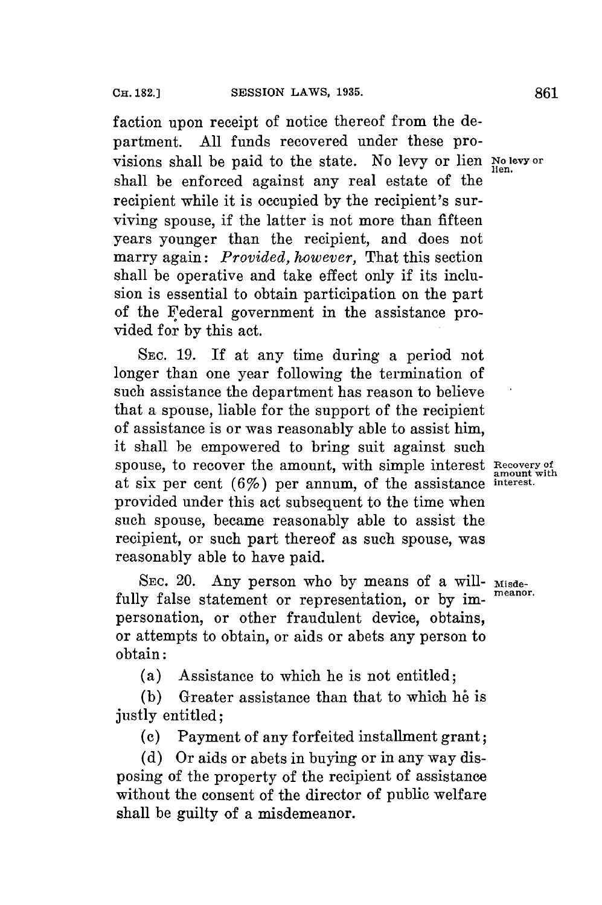faction upon receipt of notice thereof from the department. All funds recovered under these provisions shall be paid to the state. No levy or lien shall be enforced against any real estate of the recipient while it is occupied by the recipient's surviving spouse, if the latter is not more than fifteen years younger than the recipient, and does not marry again: *Provided, however,* That this section shall be operative and take effect only if its inclusion is essential to obtain participation on the part of the Federal government in the assistance provided for by this act.

No levy or lien.

SEC. 19. If at any time during a period not longer than one year following the termination of such assistance the department has reason to believe that a spouse, liable for the support of the recipient of assistance is or was reasonably able to assist him, it shall be empowered to bring suit against such spouse, to recover the amount, with simple interest at six per cent (6%) per annum, of the assistance provided under this act subsequent to the time when such spouse, became reasonably able to assist the recipient, or such part thereof as such spouse, was reasonably able to have paid.

Recovery of amount with interest.

SEC. 20. Any person who by means of a willfully false statement or representation, or by impersonation, or other fraudulent device, obtains, or attempts to obtain, or aids or abets any person to obtain:

Misdemeanor.

(a) Assistance to which he is not entitled;

(b) Greater assistance than that to which he is justly entitled;

(c) Payment of any forfeited installment grant;

(d) Or aids or abets in buying or in any way disposing of the property of the recipient of assistance without the consent of the director of public welfare shall be guilty of a misdemeanor.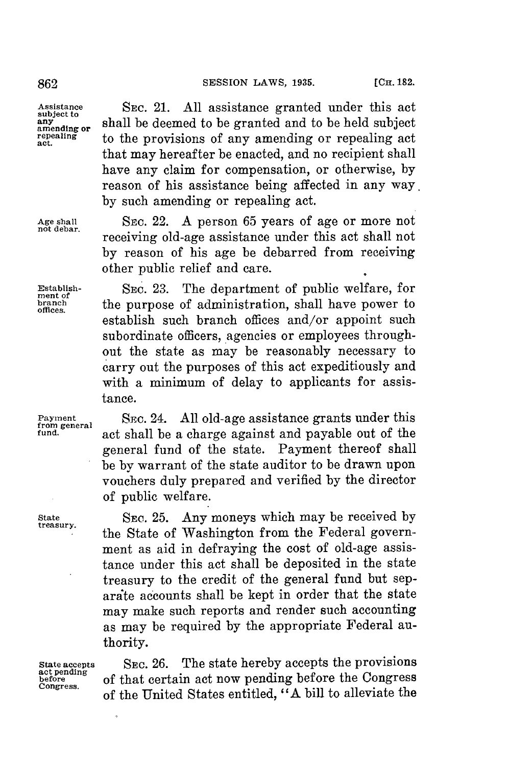**Assistance subject to any amending or repealing act.** SEC. 21. All assistance granted under this act shall be deemed to be granted and to be held subject to the provisions of any amending or repealing act that may hereafter be enacted, and no recipient shall have any claim for compensation, or otherwise, by reason of his assistance being affected in any way by such amending or repealing act.

**Age shall not debar.** SEC. 22. A person 65 years of age or more not receiving old-age assistance under this act shall not by reason of his age be debarred from receiving other public relief and care.

**Establishment of branch offices.** SEC. 23. The department of public welfare, for the purpose of administration, shall have power to establish such branch offices and/or appoint such subordinate officers, agencies or employees throughout the state as may be reasonably necessary to carry out the purposes of this act expeditiously and with a minimum of delay to applicants for assistance.

**Payment from general fund.** SEC. 24. All old-age assistance grants under this act shall be a charge against and payable out of the general fund of the state. Payment thereof shall be by warrant of the state auditor to be drawn upon vouchers duly prepared and verified by the director of public welfare.

**State treasury.** SEC. 25. Any moneys which may be received by the State of Washington from the Federal government as aid in defraying the cost of old-age assistance under this act shall be deposited in the state treasury to the credit of the general fund but separate accounts shall be kept in order that the state may make such reports and render such accounting as may be required by the appropriate Federal authority.

**State accepts act pending before Congress.** SEC. 26. The state hereby accepts the provisions of that certain act now pending before the Congress of the United States entitled, "A bill to alleviate the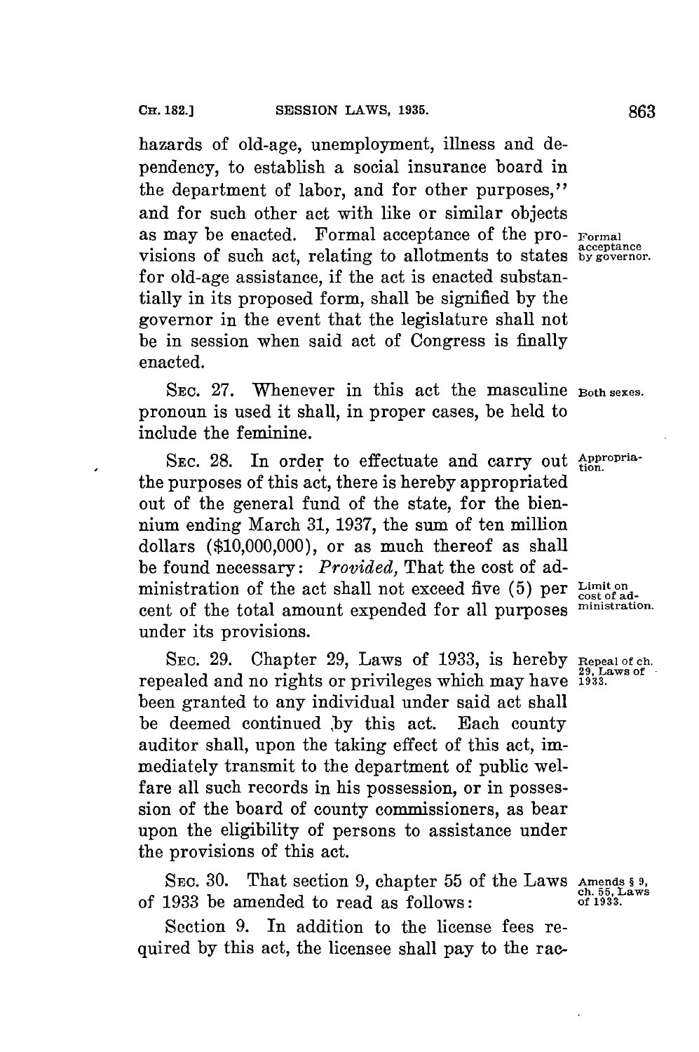hazards of old-age, unemployment, illness and dependency, to establish a social insurance board in the department of labor, and for other purposes," and for such other act with like or similar objects as may be enacted. Formal acceptance of the provisions of such act, relating to allotments to states for old-age assistance, if the act is enacted substantially in its proposed form, shall be signified by the governor in the event that the legislature shall not be in session when said act of Congress is finally enacted.

*Formal acceptance by governor.*

SEC. 27. Whenever in this act the masculine pronoun is used it shall, in proper cases, be held to include the feminine.

*Both sexes.*

SEC. 28. In order to effectuate and carry out the purposes of this act, there is hereby appropriated out of the general fund of the state, for the biennium ending March 31, 1937, the sum of ten million dollars ($10,000,000), or as much thereof as shall be found necessary: *Provided,* That the cost of administration of the act shall not exceed five (5) per cent of the total amount expended for all purposes under its provisions.

*Appropriation.*

*Limit on cost of administration.*

SEC. 29. Chapter 29, Laws of 1933, is hereby repealed and no rights or privileges which may have been granted to any individual under said act shall be deemed continued by this act. Each county auditor shall, upon the taking effect of this act, immediately transmit to the department of public welfare all such records in his possession, or in possession of the board of county commissioners, as bear upon the eligibility of persons to assistance under the provisions of this act.

*Repeal of ch. 29, Laws of 1933.*

SEC. 30. That section 9, chapter 55 of the Laws of 1933 be amended to read as follows:

*Amends § 9, ch. 55, Laws of 1933.*

Section 9. In addition to the license fees required by this act, the licensee shall pay to the rac-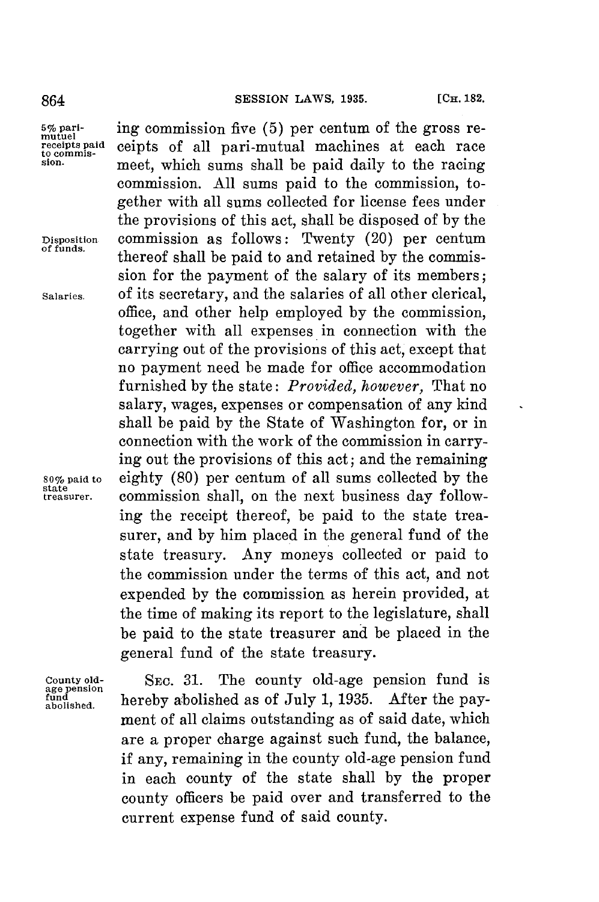ing commission five (5) per centum of the gross receipts of all pari-mutual machines at each race meet, which sums shall be paid daily to the racing commission. All sums paid to the commission, together with all sums collected for license fees under the provisions of this act, shall be disposed of by the commission as follows: Twenty (20) per centum thereof shall be paid to and retained by the commission for the payment of the salary of its members; of its secretary, and the salaries of all other clerical, office, and other help employed by the commission, together with all expenses in connection with the carrying out of the provisions of this act, except that no payment need be made for office accommodation furnished by the state: *Provided, however,* That no salary, wages, expenses or compensation of any kind shall be paid by the State of Washington for, or in connection with the work of the commission in carrying out the provisions of this act; and the remaining eighty (80) per centum of all sums collected by the commission shall, on the next business day following the receipt thereof, be paid to the state treasurer, and by him placed in the general fund of the state treasury. Any moneys collected or paid to the commission under the terms of this act, and not expended by the commission as herein provided, at the time of making its report to the legislature, shall be paid to the state treasurer and be placed in the general fund of the state treasury.

SEC. 31. The county old-age pension fund is hereby abolished as of July 1, 1935. After the payment of all claims outstanding as of said date, which are a proper charge against such fund, the balance, if any, remaining in the county old-age pension fund in each county of the state shall by the proper county officers be paid over and transferred to the current expense fund of said county.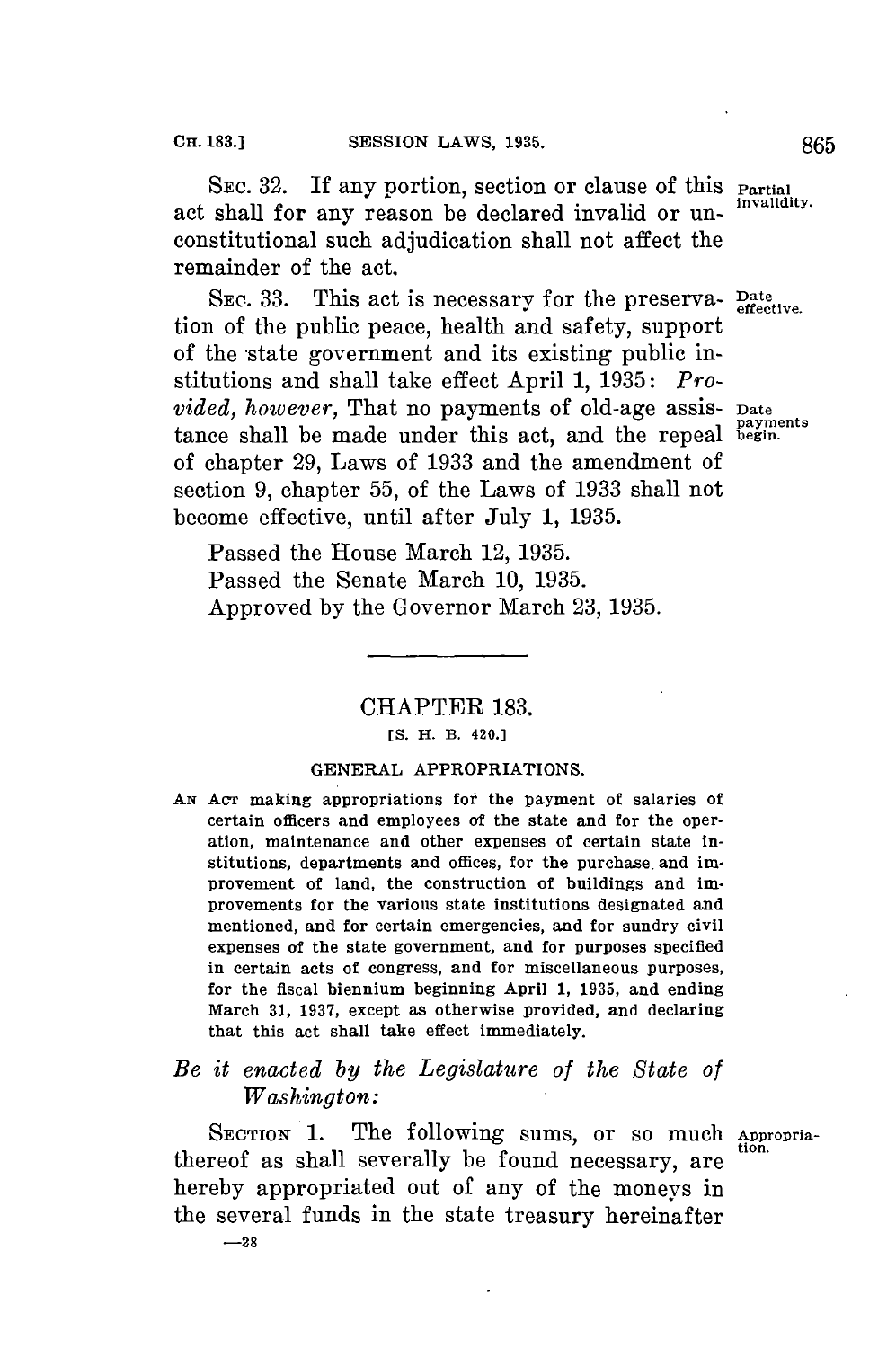SEC. 32. If any portion, section or clause of this act shall for any reason be declared invalid or unconstitutional such adjudication shall not affect the remainder of the act.

Partial invalidity.

SEC. 33. This act is necessary for the preservation of the public peace, health and safety, support of the state government and its existing public institutions and shall take effect April 1, 1935: *Provided, however,* That no payments of old-age assistance shall be made under this act, and the repeal of chapter 29, Laws of 1933 and the amendment of section 9, chapter 55, of the Laws of 1933 shall not become effective, until after July 1, 1935.

Date effective.

Date payments begin.

Passed the House March 12, 1935.
Passed the Senate March 10, 1935.
Approved by the Governor March 23, 1935.

---

## CHAPTER 183.

[S. H. B. 420.]

### GENERAL APPROPRIATIONS.

AN ACT making appropriations for the payment of salaries of certain officers and employees of the state and for the operation, maintenance and other expenses of certain state institutions, departments and offices, for the purchase and improvement of land, the construction of buildings and improvements for the various state institutions designated and mentioned, and for certain emergencies, and for sundry civil expenses of the state government, and for purposes specified in certain acts of congress, and for miscellaneous purposes, for the fiscal biennium beginning April 1, 1935, and ending March 31, 1937, except as otherwise provided, and declaring that this act shall take effect immediately.

*Be it enacted by the Legislature of the State of Washington:*

SECTION 1. The following sums, or so much thereof as shall severally be found necessary, are hereby appropriated out of any of the moneys in the several funds in the state treasury hereinafter

Appropriation.

—28